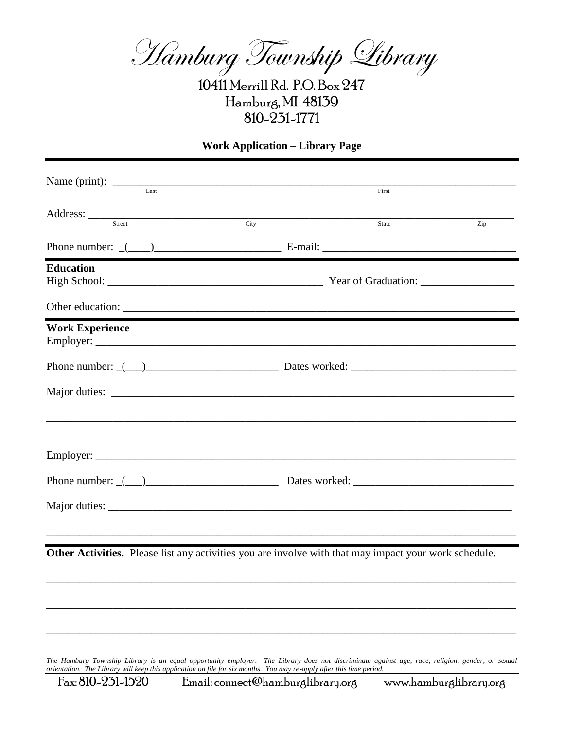# Hamburg Township Library

10411 Merrill Rd. P.O. Box 247
Hamburg, MI 48139
810-231-1771

**Work Application – Library Page**

---

Name (print): ______________________________________________________________
Last                                                                                    First

Address: __________________________________________________________________
Street                    City                    State                    Zip

Phone number: _(____)______________________ E-mail: ________________________________

---

**Education**

High School: ______________________________________ Year of Graduation: ________________

Other education: ____________________________________________________________________

---

**Work Experience**

Employer: ___________________________________________________________________________

Phone number: _(___)______________________ Dates worked: ____________________________

Major duties: ________________________________________________________________________

_____________________________________________________________________________________

Employer: ___________________________________________________________________________

Phone number: _(___)______________________ Dates worked: ____________________________

Major duties: ________________________________________________________________________

_____________________________________________________________________________________

---

**Other Activities.** Please list any activities you are involve with that may impact your work schedule.

_____________________________________________________________________________________

_____________________________________________________________________________________

_____________________________________________________________________________________

*The Hamburg Township Library is an equal opportunity employer. The Library does not discriminate against age, race, religion, gender, or sexual orientation. The Library will keep this application on file for six months. You may re-apply after this time period.*

Fax: 810-231-1520     Email: connect@hamburglibrary.org     www.hamburglibrary.org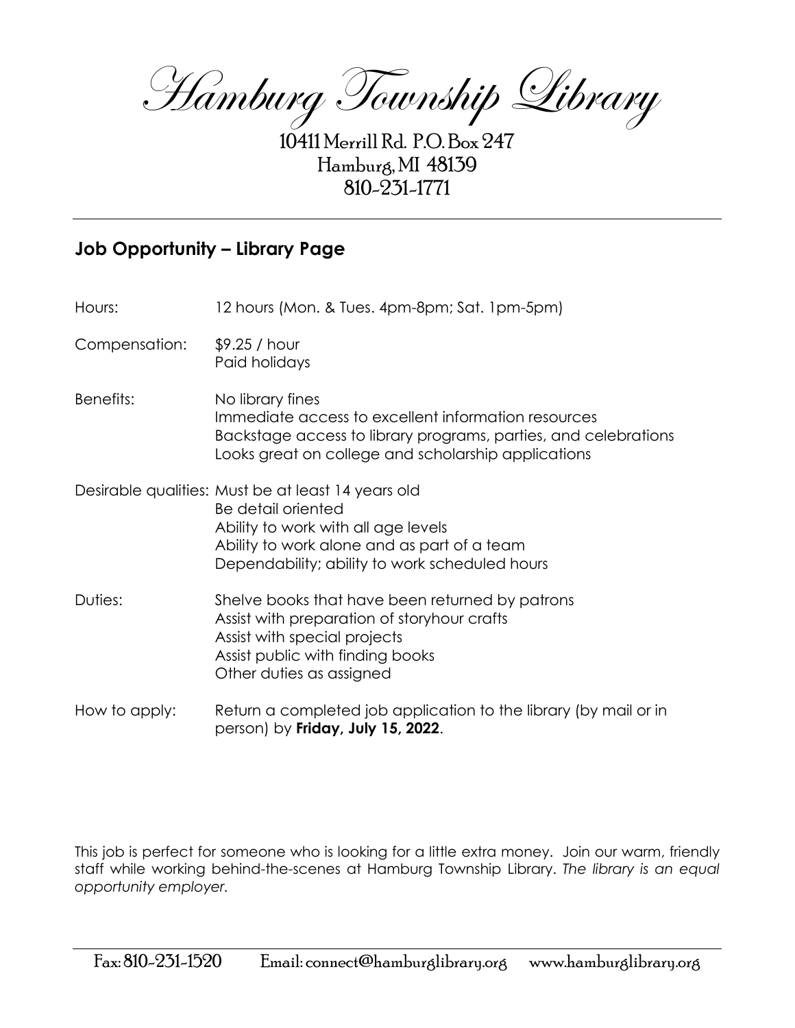# Hamburg Township Library

10411 Merrill Rd. P.O. Box 247
Hamburg, MI 48139
810-231-1771

---

## Job Opportunity – Library Page

| | |
|---|---|
| Hours: | 12 hours (Mon. & Tues. 4pm-8pm; Sat. 1pm-5pm) |
| Compensation: | $9.25 / hour<br>Paid holidays |
| Benefits: | No library fines<br>Immediate access to excellent information resources<br>Backstage access to library programs, parties, and celebrations<br>Looks great on college and scholarship applications |
| Desirable qualities: | Must be at least 14 years old<br>Be detail oriented<br>Ability to work with all age levels<br>Ability to work alone and as part of a team<br>Dependability; ability to work scheduled hours |
| Duties: | Shelve books that have been returned by patrons<br>Assist with preparation of storyhour crafts<br>Assist with special projects<br>Assist public with finding books<br>Other duties as assigned |
| How to apply: | Return a completed job application to the library (by mail or in person) by **Friday, July 15, 2022**. |

This job is perfect for someone who is looking for a little extra money. Join our warm, friendly staff while working behind-the-scenes at Hamburg Township Library. *The library is an equal opportunity employer.*

---

Fax: 810-231-1520 Email: connect@hamburglibrary.org www.hamburglibrary.org